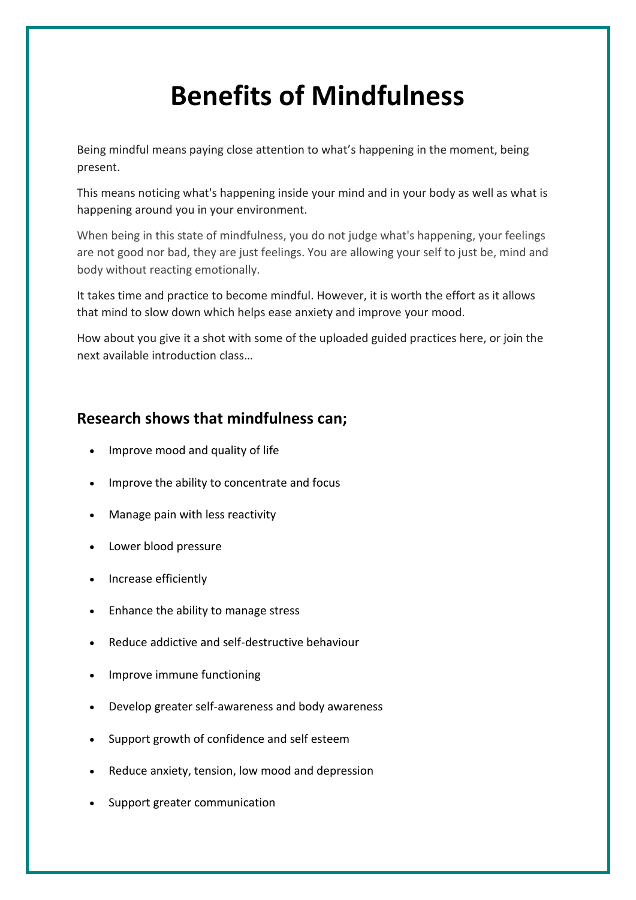# Benefits of Mindfulness

Being mindful means paying close attention to what's happening in the moment, being present.

This means noticing what's happening inside your mind and in your body as well as what is happening around you in your environment.

When being in this state of mindfulness, you do not judge what's happening, your feelings are not good nor bad, they are just feelings. You are allowing your self to just be, mind and body without reacting emotionally.

It takes time and practice to become mindful. However, it is worth the effort as it allows that mind to slow down which helps ease anxiety and improve your mood.

How about you give it a shot with some of the uploaded guided practices here, or join the next available introduction class…

## Research shows that mindfulness can;

- Improve mood and quality of life
- Improve the ability to concentrate and focus
- Manage pain with less reactivity
- Lower blood pressure
- Increase efficiently
- Enhance the ability to manage stress
- Reduce addictive and self-destructive behaviour
- Improve immune functioning
- Develop greater self-awareness and body awareness
- Support growth of confidence and self esteem
- Reduce anxiety, tension, low mood and depression
- Support greater communication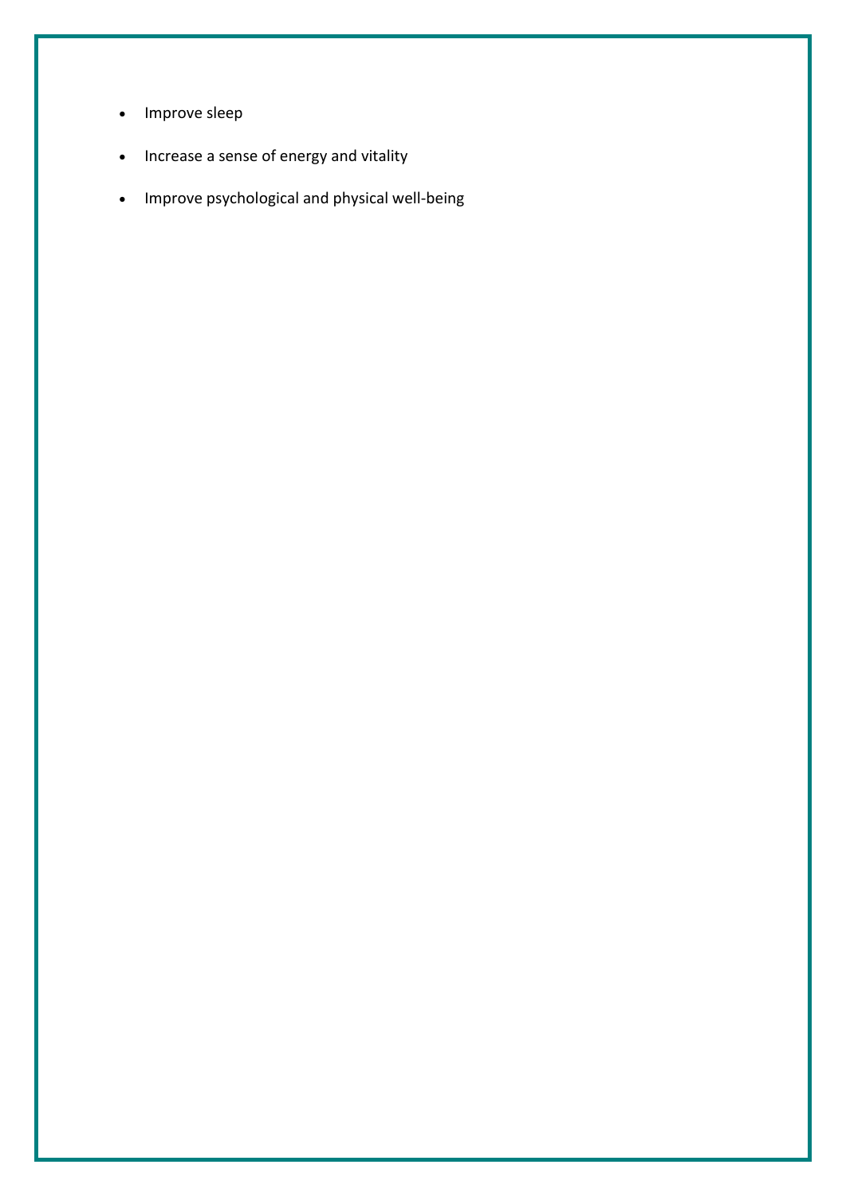- Improve sleep
- Increase a sense of energy and vitality
- Improve psychological and physical well-being